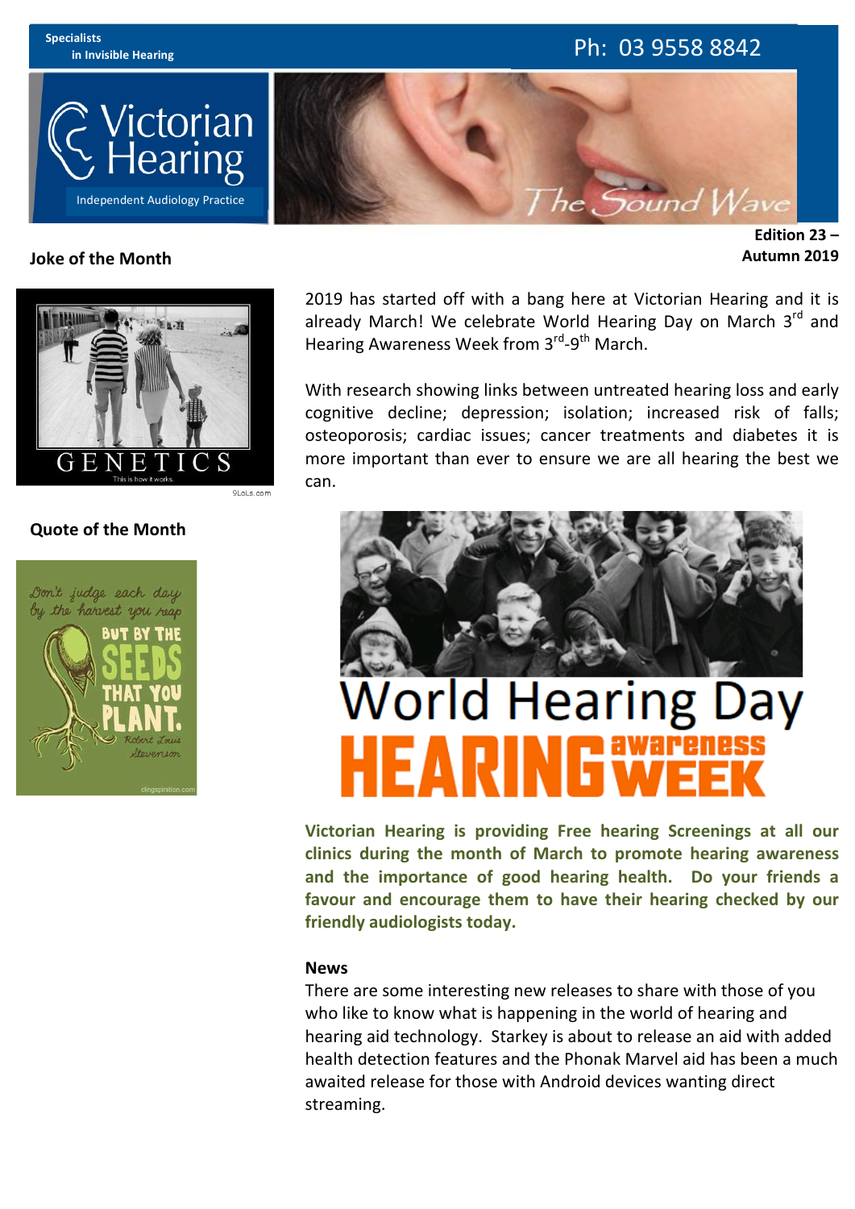Specialists
in Invisible Hearing

Ph: 03 9558 8842

Victorian Hearing
Independent Audiology Practice

The Sound Wave

**Edition 23 – Autumn 2019**

## Joke of the Month

GENETICS
This is how it works.

## Quote of the Month

Don't judge each day by the harvest you reap BUT BY THE SEEDS THAT YOU PLANT. Robert Louis Stevenson

2019 has started off with a bang here at Victorian Hearing and it is already March! We celebrate World Hearing Day on March 3rd and Hearing Awareness Week from 3rd-9th March.

With research showing links between untreated hearing loss and early cognitive decline; depression; isolation; increased risk of falls; osteoporosis; cardiac issues; cancer treatments and diabetes it is more important than ever to ensure we are all hearing the best we can.

World Hearing Day
HEARING awareness WEEK

**Victorian Hearing is providing Free hearing Screenings at all our clinics during the month of March to promote hearing awareness and the importance of good hearing health. Do your friends a favour and encourage them to have their hearing checked by our friendly audiologists today.**

## News

There are some interesting new releases to share with those of you who like to know what is happening in the world of hearing and hearing aid technology. Starkey is about to release an aid with added health detection features and the Phonak Marvel aid has been a much awaited release for those with Android devices wanting direct streaming.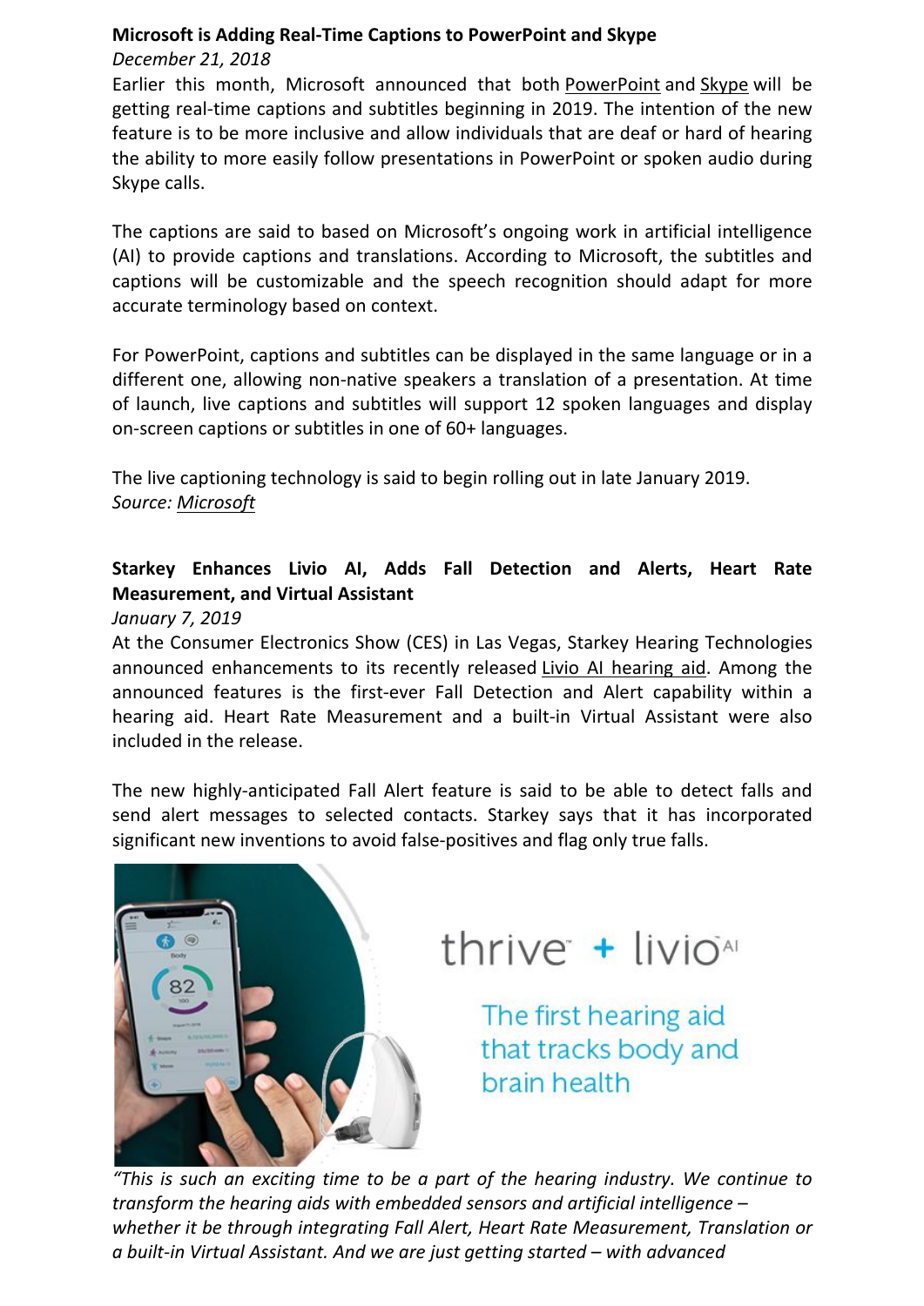**Microsoft is Adding Real-Time Captions to PowerPoint and Skype**

*December 21, 2018*

Earlier this month, Microsoft announced that both PowerPoint and Skype will be getting real-time captions and subtitles beginning in 2019. The intention of the new feature is to be more inclusive and allow individuals that are deaf or hard of hearing the ability to more easily follow presentations in PowerPoint or spoken audio during Skype calls.

The captions are said to based on Microsoft's ongoing work in artificial intelligence (AI) to provide captions and translations. According to Microsoft, the subtitles and captions will be customizable and the speech recognition should adapt for more accurate terminology based on context.

For PowerPoint, captions and subtitles can be displayed in the same language or in a different one, allowing non-native speakers a translation of a presentation. At time of launch, live captions and subtitles will support 12 spoken languages and display on-screen captions or subtitles in one of 60+ languages.

The live captioning technology is said to begin rolling out in late January 2019.

*Source: Microsoft*

**Starkey Enhances Livio AI, Adds Fall Detection and Alerts, Heart Rate Measurement, and Virtual Assistant**

*January 7, 2019*

At the Consumer Electronics Show (CES) in Las Vegas, Starkey Hearing Technologies announced enhancements to its recently released Livio AI hearing aid. Among the announced features is the first-ever Fall Detection and Alert capability within a hearing aid. Heart Rate Measurement and a built-in Virtual Assistant were also included in the release.

The new highly-anticipated Fall Alert feature is said to be able to detect falls and send alert messages to selected contacts. Starkey says that it has incorporated significant new inventions to avoid false-positives and flag only true falls.

*"This is such an exciting time to be a part of the hearing industry. We continue to transform the hearing aids with embedded sensors and artificial intelligence – whether it be through integrating Fall Alert, Heart Rate Measurement, Translation or a built-in Virtual Assistant. And we are just getting started – with advanced*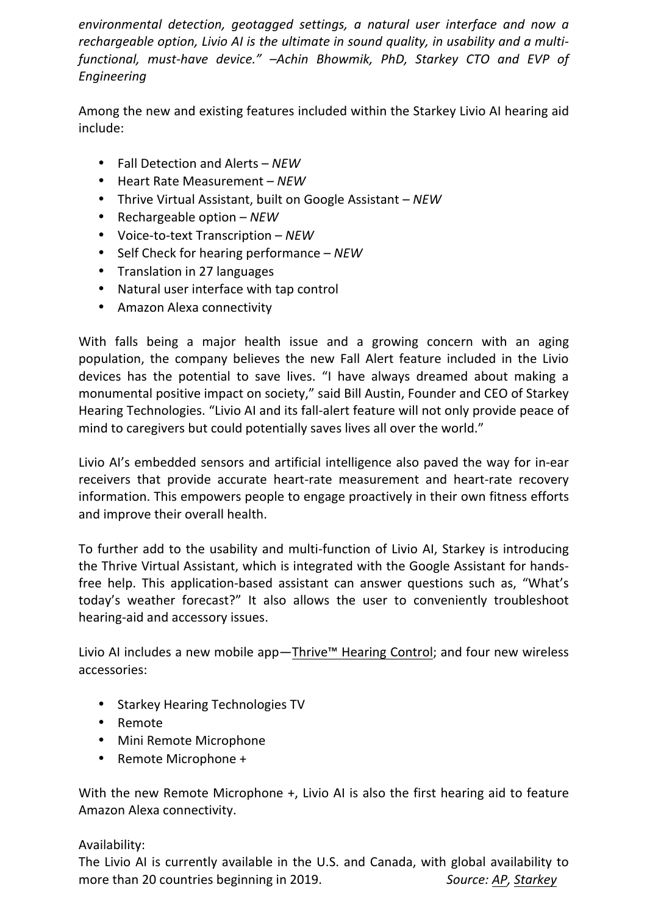*environmental detection, geotagged settings, a natural user interface and now a rechargeable option, Livio AI is the ultimate in sound quality, in usability and a multi-functional, must-have device." –Achin Bhowmik, PhD, Starkey CTO and EVP of Engineering*

Among the new and existing features included within the Starkey Livio AI hearing aid include:

- Fall Detection and Alerts – *NEW*
- Heart Rate Measurement – *NEW*
- Thrive Virtual Assistant, built on Google Assistant – *NEW*
- Rechargeable option – *NEW*
- Voice-to-text Transcription – *NEW*
- Self Check for hearing performance – *NEW*
- Translation in 27 languages
- Natural user interface with tap control
- Amazon Alexa connectivity

With falls being a major health issue and a growing concern with an aging population, the company believes the new Fall Alert feature included in the Livio devices has the potential to save lives. "I have always dreamed about making a monumental positive impact on society," said Bill Austin, Founder and CEO of Starkey Hearing Technologies. "Livio AI and its fall-alert feature will not only provide peace of mind to caregivers but could potentially saves lives all over the world."

Livio AI's embedded sensors and artificial intelligence also paved the way for in-ear receivers that provide accurate heart-rate measurement and heart-rate recovery information. This empowers people to engage proactively in their own fitness efforts and improve their overall health.

To further add to the usability and multi-function of Livio AI, Starkey is introducing the Thrive Virtual Assistant, which is integrated with the Google Assistant for hands-free help. This application-based assistant can answer questions such as, "What's today's weather forecast?" It also allows the user to conveniently troubleshoot hearing-aid and accessory issues.

Livio AI includes a new mobile app—Thrive™ Hearing Control; and four new wireless accessories:

- Starkey Hearing Technologies TV
- Remote
- Mini Remote Microphone
- Remote Microphone +

With the new Remote Microphone +, Livio AI is also the first hearing aid to feature Amazon Alexa connectivity.

Availability:
The Livio AI is currently available in the U.S. and Canada, with global availability to more than 20 countries beginning in 2019.

*Source: AP, Starkey*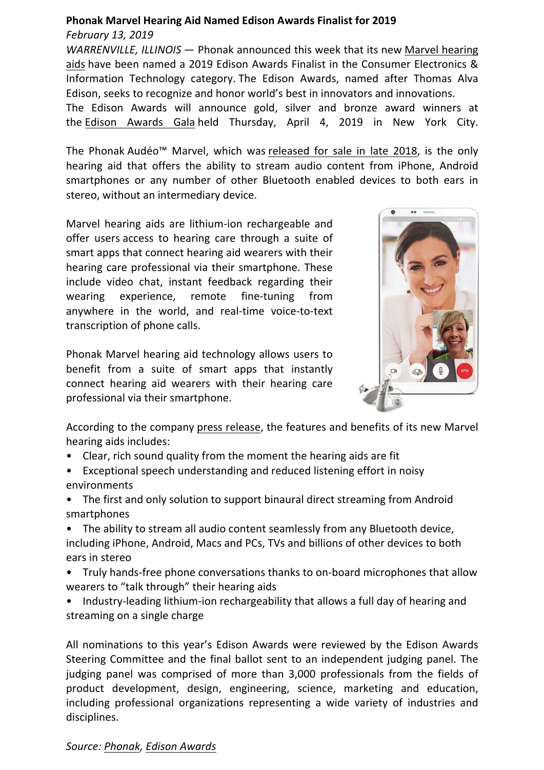**Phonak Marvel Hearing Aid Named Edison Awards Finalist for 2019**

*February 13, 2019*

*WARRENVILLE, ILLINOIS* — Phonak announced this week that its new Marvel hearing aids have been named a 2019 Edison Awards Finalist in the Consumer Electronics & Information Technology category. The Edison Awards, named after Thomas Alva Edison, seeks to recognize and honor world's best in innovators and innovations.

The Edison Awards will announce gold, silver and bronze award winners at the Edison Awards Gala held Thursday, April 4, 2019 in New York City.

The Phonak Audéo™ Marvel, which was released for sale in late 2018, is the only hearing aid that offers the ability to stream audio content from iPhone, Android smartphones or any number of other Bluetooth enabled devices to both ears in stereo, without an intermediary device.

Marvel hearing aids are lithium-ion rechargeable and offer users access to hearing care through a suite of smart apps that connect hearing aid wearers with their hearing care professional via their smartphone. These include video chat, instant feedback regarding their wearing experience, remote fine-tuning from anywhere in the world, and real-time voice-to-text transcription of phone calls.

Phonak Marvel hearing aid technology allows users to benefit from a suite of smart apps that instantly connect hearing aid wearers with their hearing care professional via their smartphone.

According to the company press release, the features and benefits of its new Marvel hearing aids includes:

- Clear, rich sound quality from the moment the hearing aids are fit
- Exceptional speech understanding and reduced listening effort in noisy environments
- The first and only solution to support binaural direct streaming from Android smartphones
- The ability to stream all audio content seamlessly from any Bluetooth device, including iPhone, Android, Macs and PCs, TVs and billions of other devices to both ears in stereo
- Truly hands-free phone conversations thanks to on-board microphones that allow wearers to "talk through" their hearing aids
- Industry-leading lithium-ion rechargeability that allows a full day of hearing and streaming on a single charge

All nominations to this year's Edison Awards were reviewed by the Edison Awards Steering Committee and the final ballot sent to an independent judging panel. The judging panel was comprised of more than 3,000 professionals from the fields of product development, design, engineering, science, marketing and education, including professional organizations representing a wide variety of industries and disciplines.

*Source: Phonak, Edison Awards*